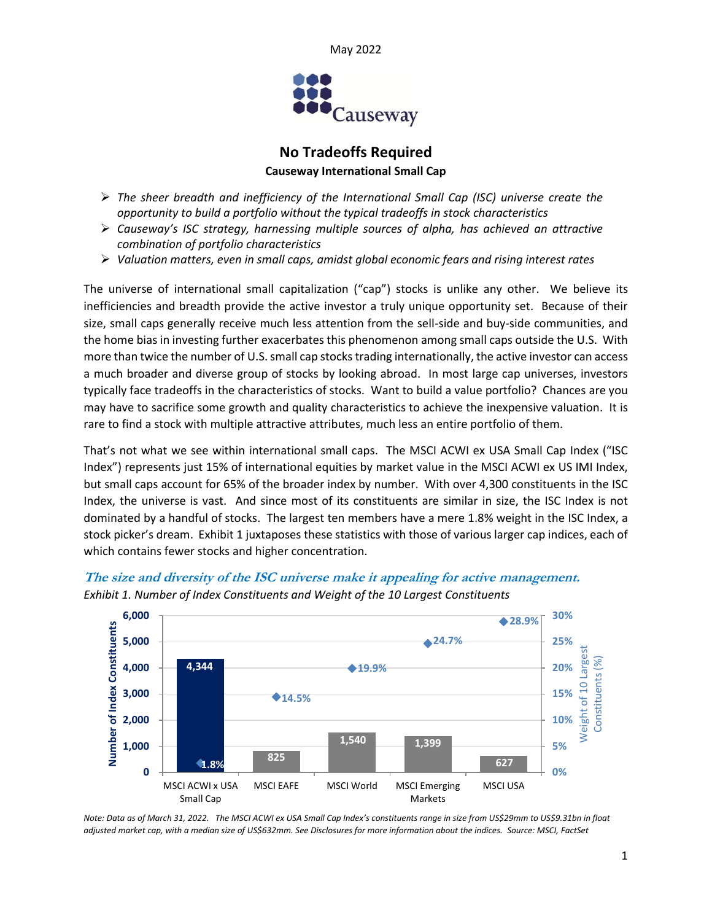May 2022

Causeway

# No Tradeoffs Required

**Causeway International Small Cap**

- *The sheer breadth and inefficiency of the International Small Cap (ISC) universe create the opportunity to build a portfolio without the typical tradeoffs in stock characteristics*
- *Causeway's ISC strategy, harnessing multiple sources of alpha, has achieved an attractive combination of portfolio characteristics*
- *Valuation matters, even in small caps, amidst global economic fears and rising interest rates*

The universe of international small capitalization ("cap") stocks is unlike any other. We believe its inefficiencies and breadth provide the active investor a truly unique opportunity set. Because of their size, small caps generally receive much less attention from the sell-side and buy-side communities, and the home bias in investing further exacerbates this phenomenon among small caps outside the U.S. With more than twice the number of U.S. small cap stocks trading internationally, the active investor can access a much broader and diverse group of stocks by looking abroad. In most large cap universes, investors typically face tradeoffs in the characteristics of stocks. Want to build a value portfolio? Chances are you may have to sacrifice some growth and quality characteristics to achieve the inexpensive valuation. It is rare to find a stock with multiple attractive attributes, much less an entire portfolio of them.

That's not what we see within international small caps. The MSCI ACWI ex USA Small Cap Index ("ISC Index") represents just 15% of international equities by market value in the MSCI ACWI ex US IMI Index, but small caps account for 65% of the broader index by number. With over 4,300 constituents in the ISC Index, the universe is vast. And since most of its constituents are similar in size, the ISC Index is not dominated by a handful of stocks. The largest ten members have a mere 1.8% weight in the ISC Index, a stock picker's dream. Exhibit 1 juxtaposes these statistics with those of various larger cap indices, each of which contains fewer stocks and higher concentration.

***The size and diversity of the ISC universe make it appealing for active management.***

*Exhibit 1. Number of Index Constituents and Weight of the 10 Largest Constituents*

| Index | Number of Index Constituents | Weight of 10 Largest Constituents (%) |
|---|---|---|
| MSCI ACWI x USA Small Cap | 4,344 | 1.8% |
| MSCI EAFE | 825 | 14.5% |
| MSCI World | 1,540 | 19.9% |
| MSCI Emerging Markets | 1,399 | 24.7% |
| MSCI USA | 627 | 28.9% |

*Note: Data as of March 31, 2022. The MSCI ACWI ex USA Small Cap Index's constituents range in size from US$29mm to US$9.31bn in float adjusted market cap, with a median size of US$632mm. See Disclosures for more information about the indices. Source: MSCI, FactSet*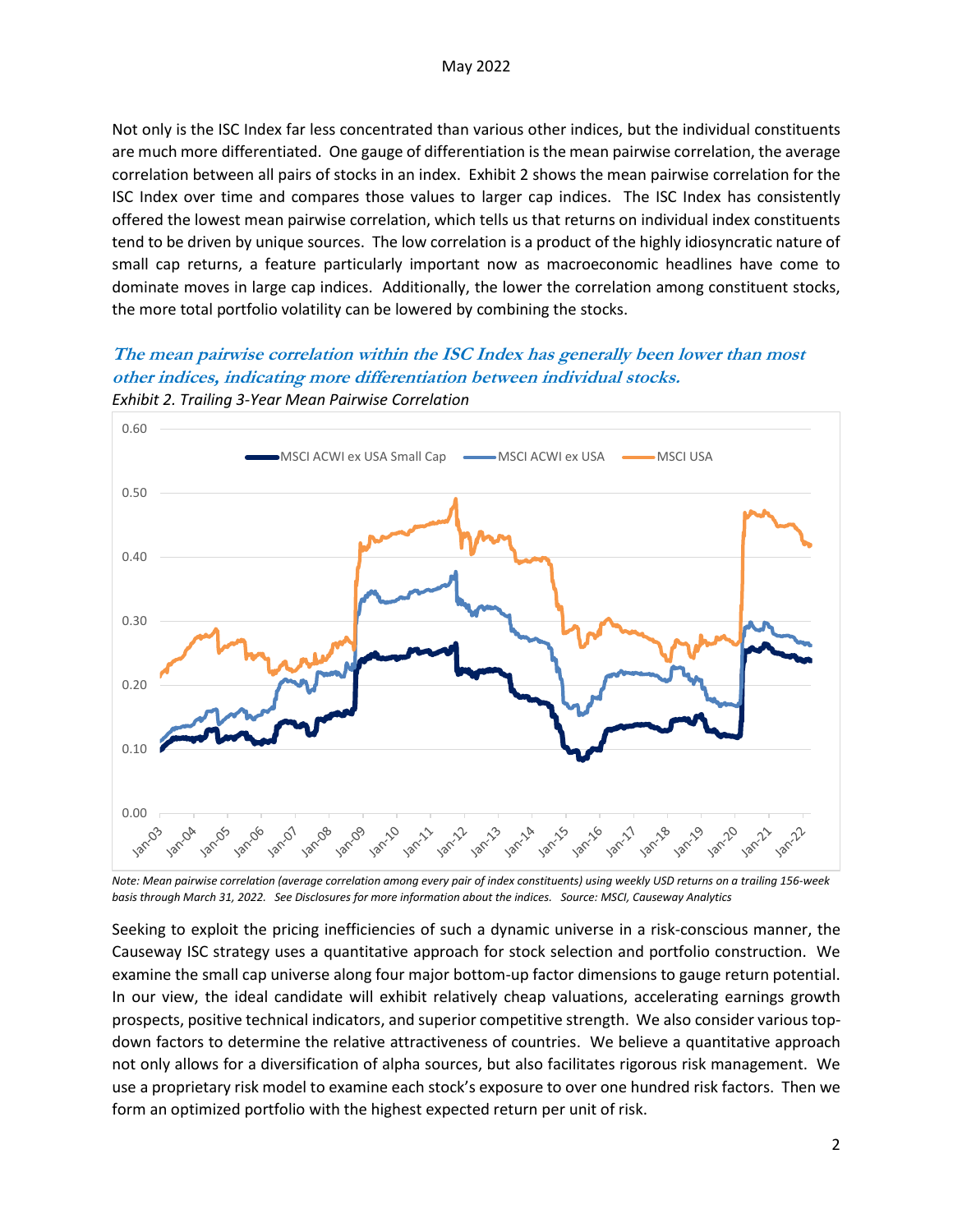Not only is the ISC Index far less concentrated than various other indices, but the individual constituents are much more differentiated. One gauge of differentiation is the mean pairwise correlation, the average correlation between all pairs of stocks in an index. Exhibit 2 shows the mean pairwise correlation for the ISC Index over time and compares those values to larger cap indices. The ISC Index has consistently offered the lowest mean pairwise correlation, which tells us that returns on individual index constituents tend to be driven by unique sources. The low correlation is a product of the highly idiosyncratic nature of small cap returns, a feature particularly important now as macroeconomic headlines have come to dominate moves in large cap indices. Additionally, the lower the correlation among constituent stocks, the more total portfolio volatility can be lowered by combining the stocks.

***The mean pairwise correlation within the ISC Index has generally been lower than most other indices, indicating more differentiation between individual stocks.***

*Exhibit 2. Trailing 3-Year Mean Pairwise Correlation*

*Note: Mean pairwise correlation (average correlation among every pair of index constituents) using weekly USD returns on a trailing 156-week basis through March 31, 2022. See Disclosures for more information about the indices. Source: MSCI, Causeway Analytics*

Seeking to exploit the pricing inefficiencies of such a dynamic universe in a risk-conscious manner, the Causeway ISC strategy uses a quantitative approach for stock selection and portfolio construction. We examine the small cap universe along four major bottom-up factor dimensions to gauge return potential. In our view, the ideal candidate will exhibit relatively cheap valuations, accelerating earnings growth prospects, positive technical indicators, and superior competitive strength. We also consider various top-down factors to determine the relative attractiveness of countries. We believe a quantitative approach not only allows for a diversification of alpha sources, but also facilitates rigorous risk management. We use a proprietary risk model to examine each stock's exposure to over one hundred risk factors. Then we form an optimized portfolio with the highest expected return per unit of risk.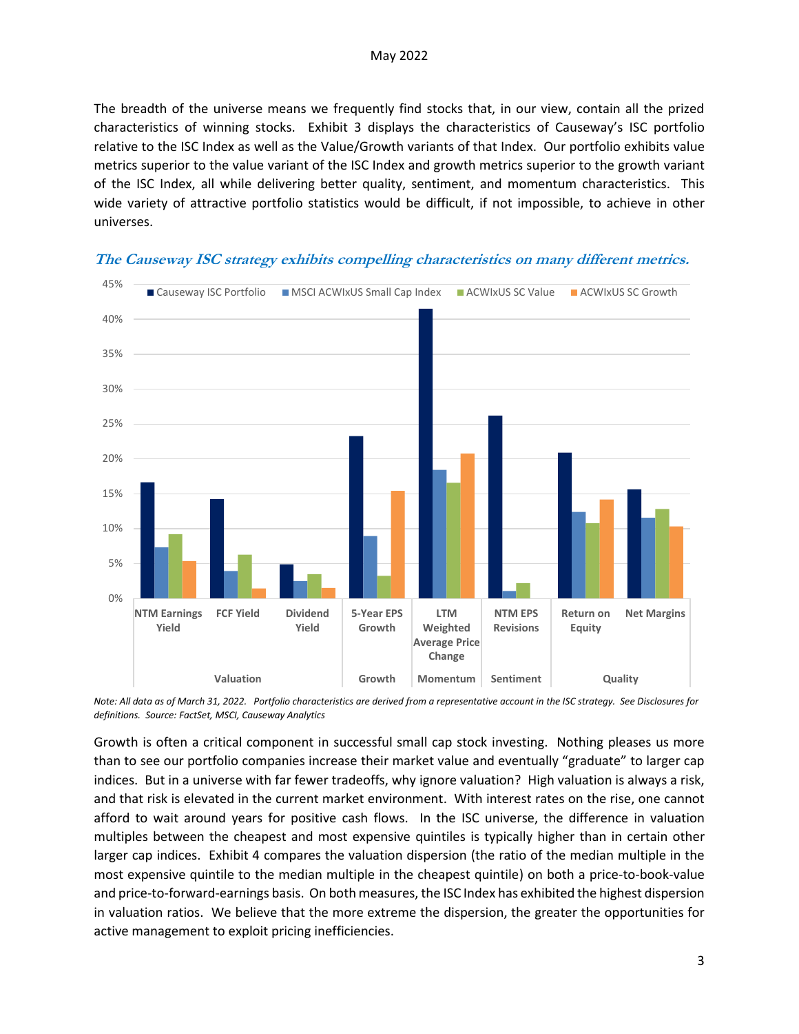The breadth of the universe means we frequently find stocks that, in our view, contain all the prized characteristics of winning stocks. Exhibit 3 displays the characteristics of Causeway's ISC portfolio relative to the ISC Index as well as the Value/Growth variants of that Index. Our portfolio exhibits value metrics superior to the value variant of the ISC Index and growth metrics superior to the growth variant of the ISC Index, all while delivering better quality, sentiment, and momentum characteristics. This wide variety of attractive portfolio statistics would be difficult, if not impossible, to achieve in other universes.

***The Causeway ISC strategy exhibits compelling characteristics on many different metrics.***

*Note: All data as of March 31, 2022. Portfolio characteristics are derived from a representative account in the ISC strategy. See Disclosures for definitions. Source: FactSet, MSCI, Causeway Analytics*

Growth is often a critical component in successful small cap stock investing. Nothing pleases us more than to see our portfolio companies increase their market value and eventually "graduate" to larger cap indices. But in a universe with far fewer tradeoffs, why ignore valuation? High valuation is always a risk, and that risk is elevated in the current market environment. With interest rates on the rise, one cannot afford to wait around years for positive cash flows. In the ISC universe, the difference in valuation multiples between the cheapest and most expensive quintiles is typically higher than in certain other larger cap indices. Exhibit 4 compares the valuation dispersion (the ratio of the median multiple in the most expensive quintile to the median multiple in the cheapest quintile) on both a price-to-book-value and price-to-forward-earnings basis. On both measures, the ISC Index has exhibited the highest dispersion in valuation ratios. We believe that the more extreme the dispersion, the greater the opportunities for active management to exploit pricing inefficiencies.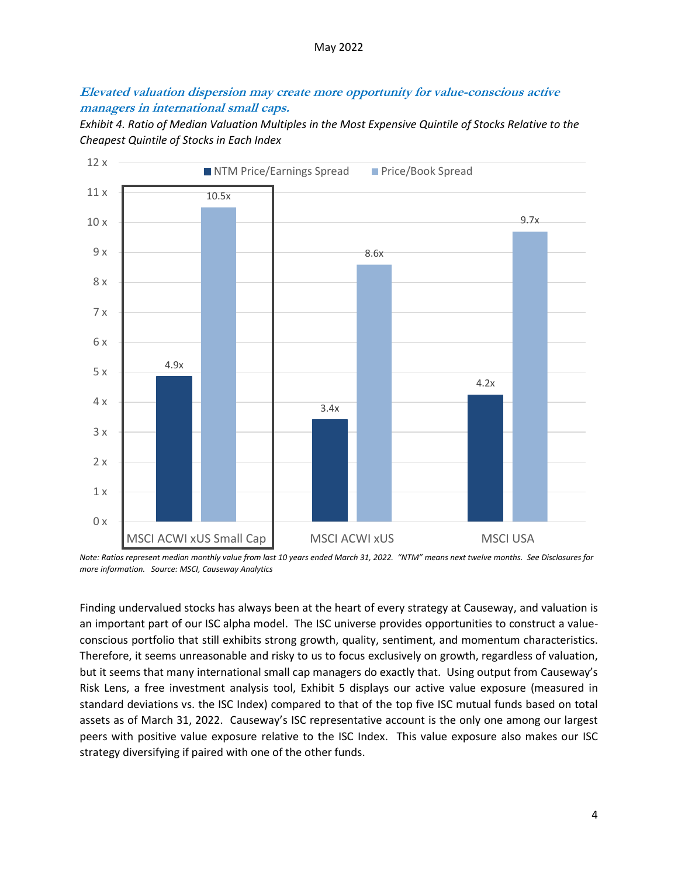***Elevated valuation dispersion may create more opportunity for value-conscious active managers in international small caps.***

*Exhibit 4. Ratio of Median Valuation Multiples in the Most Expensive Quintile of Stocks Relative to the Cheapest Quintile of Stocks in Each Index*

| | NTM Price/Earnings Spread | Price/Book Spread |
|---|---|---|
| MSCI ACWI xUS Small Cap | 4.9x | 10.5x |
| MSCI ACWI xUS | 3.4x | 8.6x |
| MSCI USA | 4.2x | 9.7x |

*Note: Ratios represent median monthly value from last 10 years ended March 31, 2022. "NTM" means next twelve months. See Disclosures for more information. Source: MSCI, Causeway Analytics*

Finding undervalued stocks has always been at the heart of every strategy at Causeway, and valuation is an important part of our ISC alpha model. The ISC universe provides opportunities to construct a value-conscious portfolio that still exhibits strong growth, quality, sentiment, and momentum characteristics. Therefore, it seems unreasonable and risky to us to focus exclusively on growth, regardless of valuation, but it seems that many international small cap managers do exactly that. Using output from Causeway's Risk Lens, a free investment analysis tool, Exhibit 5 displays our active value exposure (measured in standard deviations vs. the ISC Index) compared to that of the top five ISC mutual funds based on total assets as of March 31, 2022. Causeway's ISC representative account is the only one among our largest peers with positive value exposure relative to the ISC Index. This value exposure also makes our ISC strategy diversifying if paired with one of the other funds.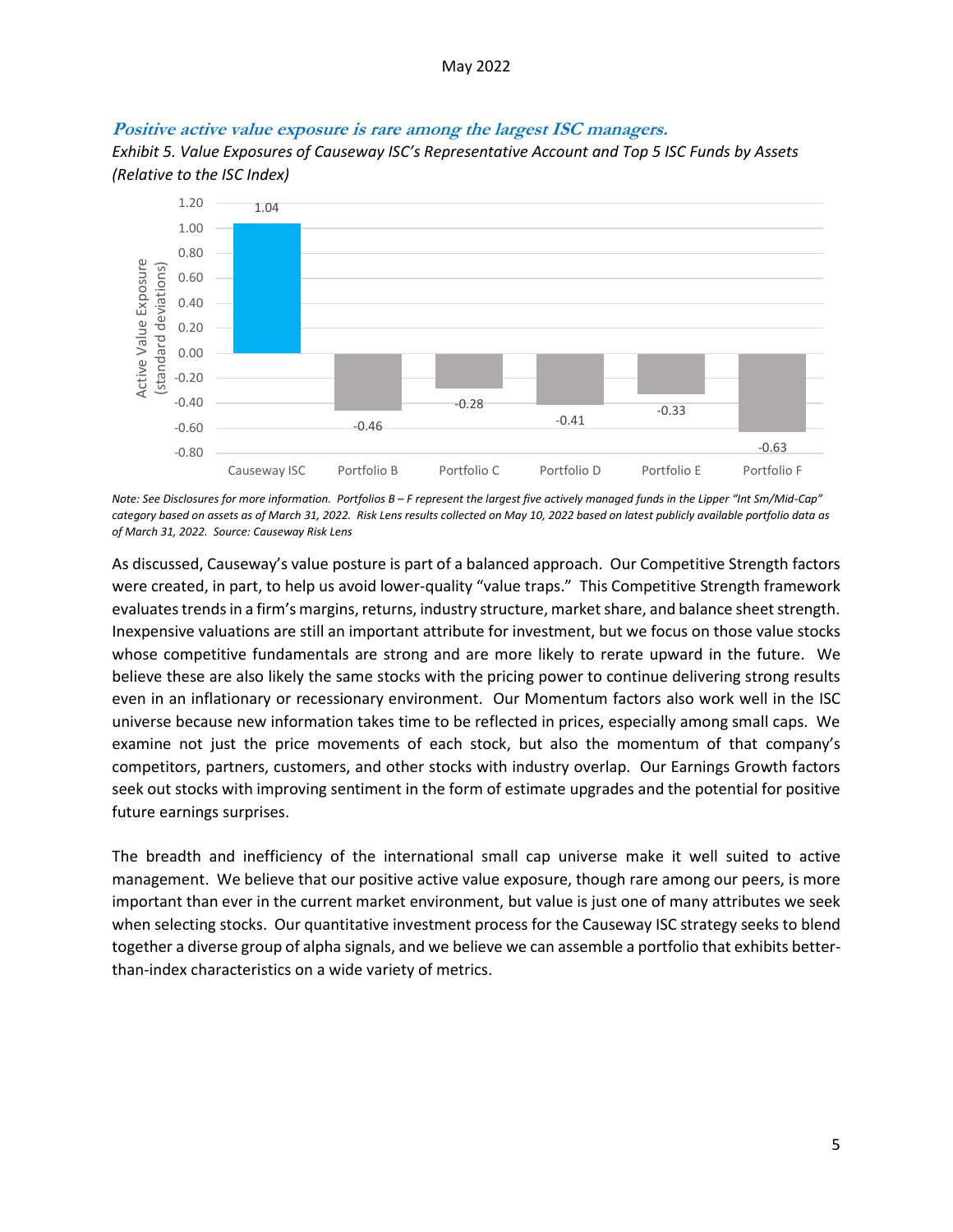***Positive active value exposure is rare among the largest ISC managers.***

*Exhibit 5. Value Exposures of Causeway ISC's Representative Account and Top 5 ISC Funds by Assets (Relative to the ISC Index)*

| | Active Value Exposure (standard deviations) |
|---|---|
| Causeway ISC | 1.04 |
| Portfolio B | -0.46 |
| Portfolio C | -0.28 |
| Portfolio D | -0.41 |
| Portfolio E | -0.33 |
| Portfolio F | -0.63 |

*Note: See Disclosures for more information. Portfolios B – F represent the largest five actively managed funds in the Lipper "Int Sm/Mid-Cap" category based on assets as of March 31, 2022. Risk Lens results collected on May 10, 2022 based on latest publicly available portfolio data as of March 31, 2022. Source: Causeway Risk Lens*

As discussed, Causeway's value posture is part of a balanced approach. Our Competitive Strength factors were created, in part, to help us avoid lower-quality "value traps." This Competitive Strength framework evaluates trends in a firm's margins, returns, industry structure, market share, and balance sheet strength. Inexpensive valuations are still an important attribute for investment, but we focus on those value stocks whose competitive fundamentals are strong and are more likely to rerate upward in the future. We believe these are also likely the same stocks with the pricing power to continue delivering strong results even in an inflationary or recessionary environment. Our Momentum factors also work well in the ISC universe because new information takes time to be reflected in prices, especially among small caps. We examine not just the price movements of each stock, but also the momentum of that company's competitors, partners, customers, and other stocks with industry overlap. Our Earnings Growth factors seek out stocks with improving sentiment in the form of estimate upgrades and the potential for positive future earnings surprises.

The breadth and inefficiency of the international small cap universe make it well suited to active management. We believe that our positive active value exposure, though rare among our peers, is more important than ever in the current market environment, but value is just one of many attributes we seek when selecting stocks. Our quantitative investment process for the Causeway ISC strategy seeks to blend together a diverse group of alpha signals, and we believe we can assemble a portfolio that exhibits better-than-index characteristics on a wide variety of metrics.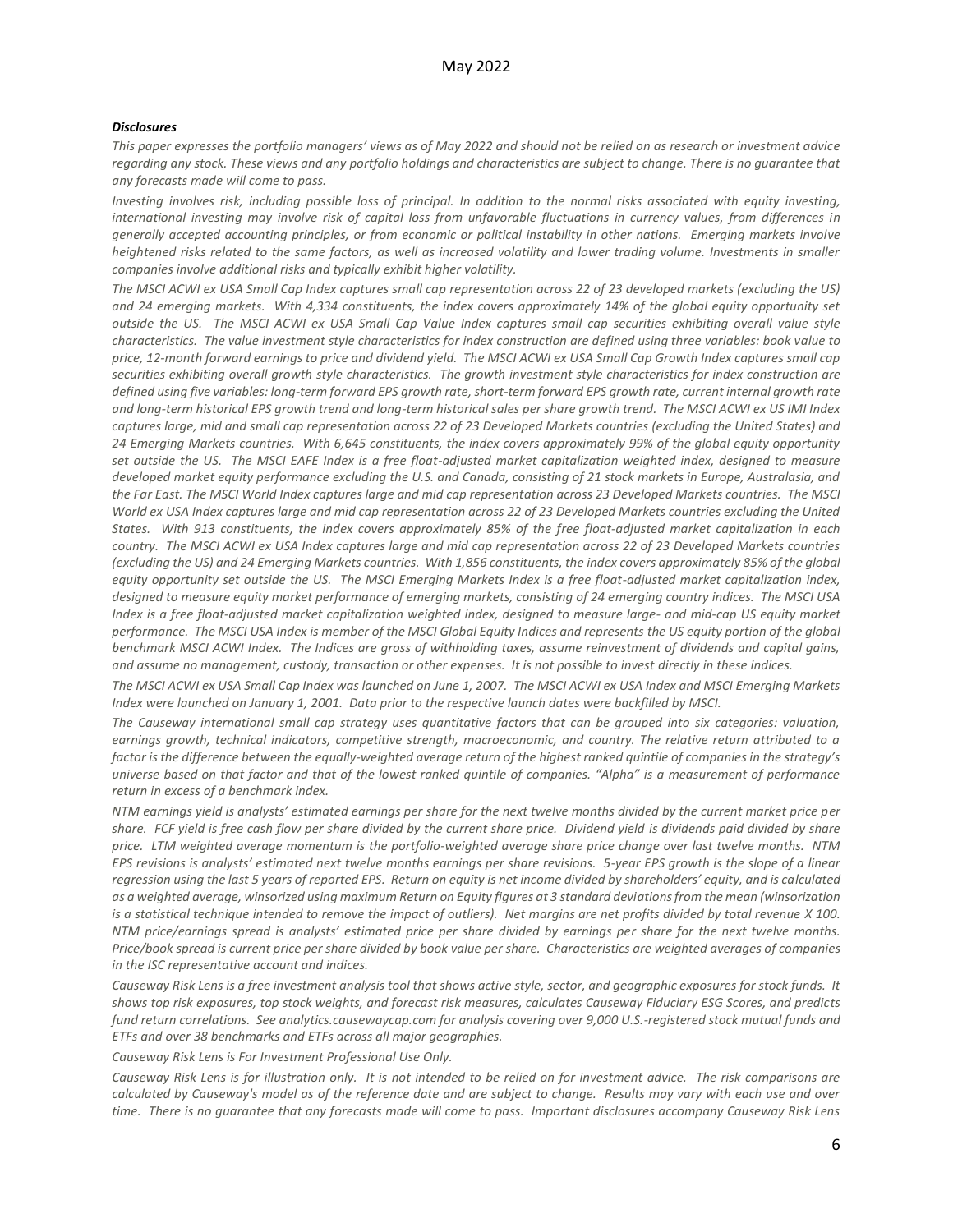***Disclosures***

*This paper expresses the portfolio managers' views as of May 2022 and should not be relied on as research or investment advice regarding any stock. These views and any portfolio holdings and characteristics are subject to change. There is no guarantee that any forecasts made will come to pass.*

*Investing involves risk, including possible loss of principal. In addition to the normal risks associated with equity investing, international investing may involve risk of capital loss from unfavorable fluctuations in currency values, from differences in generally accepted accounting principles, or from economic or political instability in other nations. Emerging markets involve heightened risks related to the same factors, as well as increased volatility and lower trading volume. Investments in smaller companies involve additional risks and typically exhibit higher volatility.*

*The MSCI ACWI ex USA Small Cap Index captures small cap representation across 22 of 23 developed markets (excluding the US) and 24 emerging markets. With 4,334 constituents, the index covers approximately 14% of the global equity opportunity set outside the US. The MSCI ACWI ex USA Small Cap Value Index captures small cap securities exhibiting overall value style characteristics. The value investment style characteristics for index construction are defined using three variables: book value to price, 12-month forward earnings to price and dividend yield. The MSCI ACWI ex USA Small Cap Growth Index captures small cap securities exhibiting overall growth style characteristics. The growth investment style characteristics for index construction are defined using five variables: long-term forward EPS growth rate, short-term forward EPS growth rate, current internal growth rate and long-term historical EPS growth trend and long-term historical sales per share growth trend. The MSCI ACWI ex US IMI Index captures large, mid and small cap representation across 22 of 23 Developed Markets countries (excluding the United States) and 24 Emerging Markets countries. With 6,645 constituents, the index covers approximately 99% of the global equity opportunity set outside the US. The MSCI EAFE Index is a free float-adjusted market capitalization weighted index, designed to measure developed market equity performance excluding the U.S. and Canada, consisting of 21 stock markets in Europe, Australasia, and the Far East. The MSCI World Index captures large and mid cap representation across 23 Developed Markets countries. The MSCI World ex USA Index captures large and mid cap representation across 22 of 23 Developed Markets countries excluding the United States. With 913 constituents, the index covers approximately 85% of the free float-adjusted market capitalization in each country. The MSCI ACWI ex USA Index captures large and mid cap representation across 22 of 23 Developed Markets countries (excluding the US) and 24 Emerging Markets countries. With 1,856 constituents, the index covers approximately 85% of the global equity opportunity set outside the US. The MSCI Emerging Markets Index is a free float-adjusted market capitalization index, designed to measure equity market performance of emerging markets, consisting of 24 emerging country indices. The MSCI USA Index is a free float-adjusted market capitalization weighted index, designed to measure large- and mid-cap US equity market performance. The MSCI USA Index is member of the MSCI Global Equity Indices and represents the US equity portion of the global benchmark MSCI ACWI Index. The Indices are gross of withholding taxes, assume reinvestment of dividends and capital gains, and assume no management, custody, transaction or other expenses. It is not possible to invest directly in these indices.*

*The MSCI ACWI ex USA Small Cap Index was launched on June 1, 2007. The MSCI ACWI ex USA Index and MSCI Emerging Markets Index were launched on January 1, 2001. Data prior to the respective launch dates were backfilled by MSCI.*

*The Causeway international small cap strategy uses quantitative factors that can be grouped into six categories: valuation, earnings growth, technical indicators, competitive strength, macroeconomic, and country. The relative return attributed to a factor is the difference between the equally-weighted average return of the highest ranked quintile of companies in the strategy's universe based on that factor and that of the lowest ranked quintile of companies. "Alpha" is a measurement of performance return in excess of a benchmark index.*

*NTM earnings yield is analysts' estimated earnings per share for the next twelve months divided by the current market price per share. FCF yield is free cash flow per share divided by the current share price. Dividend yield is dividends paid divided by share price. LTM weighted average momentum is the portfolio-weighted average share price change over last twelve months. NTM EPS revisions is analysts' estimated next twelve months earnings per share revisions. 5-year EPS growth is the slope of a linear regression using the last 5 years of reported EPS. Return on equity is net income divided by shareholders' equity, and is calculated as a weighted average, winsorized using maximum Return on Equity figures at 3 standard deviations from the mean (winsorization is a statistical technique intended to remove the impact of outliers). Net margins are net profits divided by total revenue X 100. NTM price/earnings spread is analysts' estimated price per share divided by earnings per share for the next twelve months. Price/book spread is current price per share divided by book value per share. Characteristics are weighted averages of companies in the ISC representative account and indices.*

*Causeway Risk Lens is a free investment analysis tool that shows active style, sector, and geographic exposures for stock funds. It shows top risk exposures, top stock weights, and forecast risk measures, calculates Causeway Fiduciary ESG Scores, and predicts fund return correlations. See analytics.causewaycap.com for analysis covering over 9,000 U.S.-registered stock mutual funds and ETFs and over 38 benchmarks and ETFs across all major geographies.*

*Causeway Risk Lens is For Investment Professional Use Only.*

*Causeway Risk Lens is for illustration only. It is not intended to be relied on for investment advice. The risk comparisons are calculated by Causeway's model as of the reference date and are subject to change. Results may vary with each use and over time. There is no guarantee that any forecasts made will come to pass. Important disclosures accompany Causeway Risk Lens*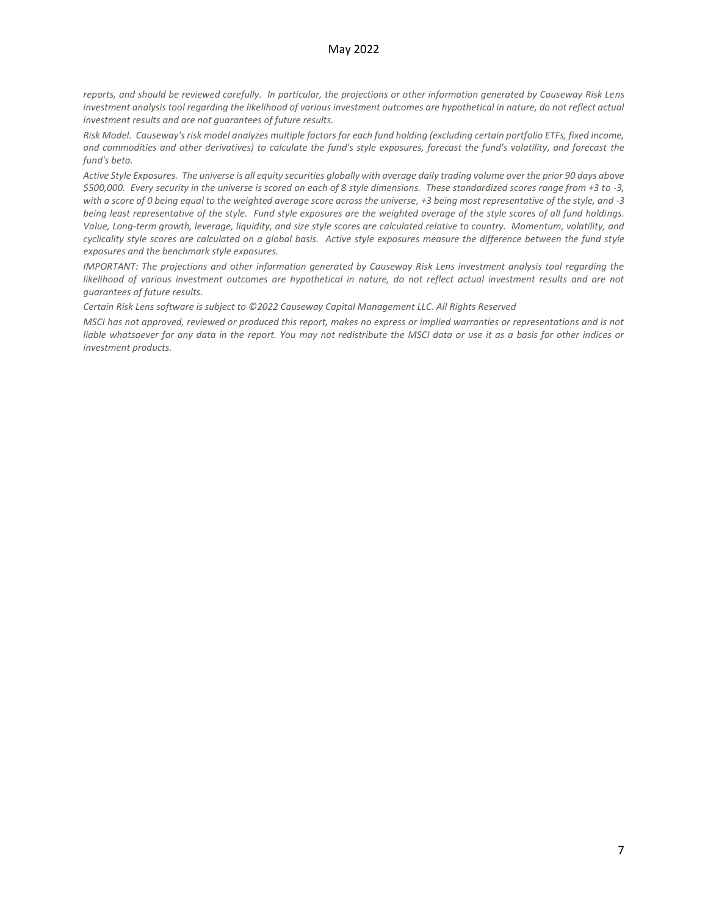*reports, and should be reviewed carefully. In particular, the projections or other information generated by Causeway Risk Lens investment analysis tool regarding the likelihood of various investment outcomes are hypothetical in nature, do not reflect actual investment results and are not guarantees of future results.*

*Risk Model. Causeway's risk model analyzes multiple factors for each fund holding (excluding certain portfolio ETFs, fixed income, and commodities and other derivatives) to calculate the fund's style exposures, forecast the fund's volatility, and forecast the fund's beta.*

*Active Style Exposures. The universe is all equity securities globally with average daily trading volume over the prior 90 days above $500,000. Every security in the universe is scored on each of 8 style dimensions. These standardized scores range from +3 to -3, with a score of 0 being equal to the weighted average score across the universe, +3 being most representative of the style, and -3 being least representative of the style. Fund style exposures are the weighted average of the style scores of all fund holdings. Value, Long-term growth, leverage, liquidity, and size style scores are calculated relative to country. Momentum, volatility, and cyclicality style scores are calculated on a global basis. Active style exposures measure the difference between the fund style exposures and the benchmark style exposures.*

*IMPORTANT: The projections and other information generated by Causeway Risk Lens investment analysis tool regarding the likelihood of various investment outcomes are hypothetical in nature, do not reflect actual investment results and are not guarantees of future results.*

*Certain Risk Lens software is subject to ©2022 Causeway Capital Management LLC. All Rights Reserved*

*MSCI has not approved, reviewed or produced this report, makes no express or implied warranties or representations and is not liable whatsoever for any data in the report. You may not redistribute the MSCI data or use it as a basis for other indices or investment products.*